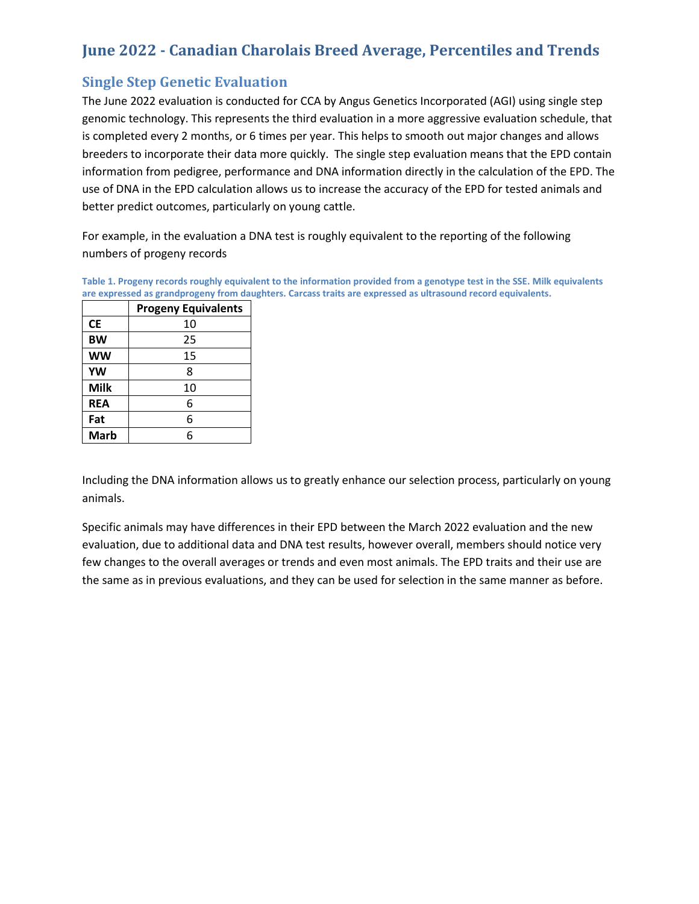# June 2022 - Canadian Charolais Breed Average, Percentiles and Trends

## Single Step Genetic Evaluation

The June 2022 evaluation is conducted for CCA by Angus Genetics Incorporated (AGI) using single step genomic technology. This represents the third evaluation in a more aggressive evaluation schedule, that is completed every 2 months, or 6 times per year. This helps to smooth out major changes and allows breeders to incorporate their data more quickly. The single step evaluation means that the EPD contain information from pedigree, performance and DNA information directly in the calculation of the EPD. The use of DNA in the EPD calculation allows us to increase the accuracy of the EPD for tested animals and better predict outcomes, particularly on young cattle.

For example, in the evaluation a DNA test is roughly equivalent to the reporting of the following numbers of progeny records

**Table 1. Progeny records roughly equivalent to the information provided from a genotype test in the SSE. Milk equivalents are expressed as grandprogeny from daughters. Carcass traits are expressed as ultrasound record equivalents.**

| | Progeny Equivalents |
|---|---|
| **CE** | 10 |
| **BW** | 25 |
| **WW** | 15 |
| **YW** | 8 |
| **Milk** | 10 |
| **REA** | 6 |
| **Fat** | 6 |
| **Marb** | 6 |

Including the DNA information allows us to greatly enhance our selection process, particularly on young animals.

Specific animals may have differences in their EPD between the March 2022 evaluation and the new evaluation, due to additional data and DNA test results, however overall, members should notice very few changes to the overall averages or trends and even most animals. The EPD traits and their use are the same as in previous evaluations, and they can be used for selection in the same manner as before.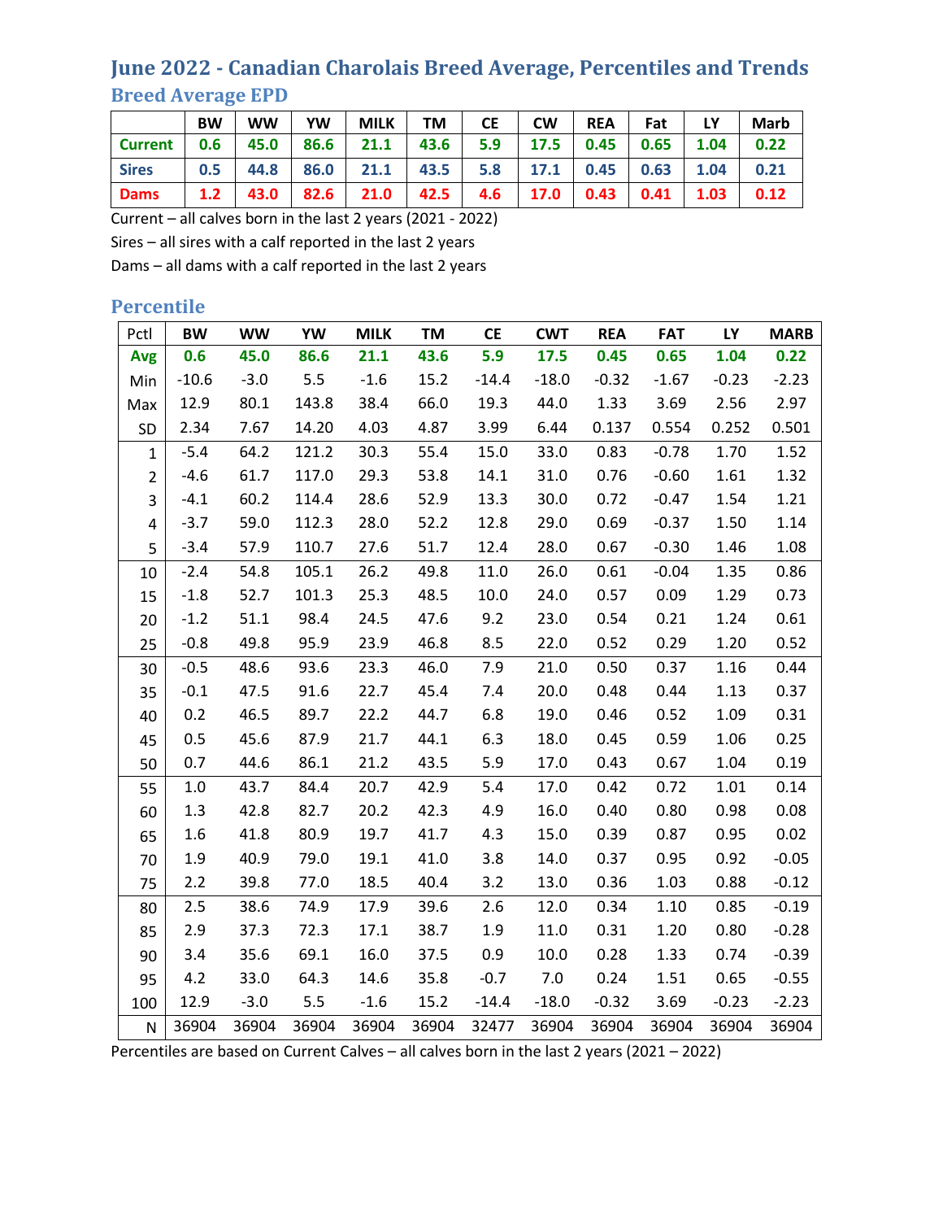# June 2022 - Canadian Charolais Breed Average, Percentiles and Trends

## Breed Average EPD

| | BW | WW | YW | MILK | TM | CE | CW | REA | Fat | LY | Marb |
|---|---|---|---|---|---|---|---|---|---|---|---|
| **Current** | **0.6** | **45.0** | **86.6** | **21.1** | **43.6** | **5.9** | **17.5** | **0.45** | **0.65** | **1.04** | **0.22** |
| **Sires** | **0.5** | **44.8** | **86.0** | **21.1** | **43.5** | **5.8** | **17.1** | **0.45** | **0.63** | **1.04** | **0.21** |
| **Dams** | **1.2** | **43.0** | **82.6** | **21.0** | **42.5** | **4.6** | **17.0** | **0.43** | **0.41** | **1.03** | **0.12** |

Current – all calves born in the last 2 years (2021 - 2022)

Sires – all sires with a calf reported in the last 2 years

Dams – all dams with a calf reported in the last 2 years

## Percentile

| Pctl | BW | WW | YW | MILK | TM | CE | CWT | REA | FAT | LY | MARB |
|---|---|---|---|---|---|---|---|---|---|---|---|
| **Avg** | **0.6** | **45.0** | **86.6** | **21.1** | **43.6** | **5.9** | **17.5** | **0.45** | **0.65** | **1.04** | **0.22** |
| Min | -10.6 | -3.0 | 5.5 | -1.6 | 15.2 | -14.4 | -18.0 | -0.32 | -1.67 | -0.23 | -2.23 |
| Max | 12.9 | 80.1 | 143.8 | 38.4 | 66.0 | 19.3 | 44.0 | 1.33 | 3.69 | 2.56 | 2.97 |
| SD | 2.34 | 7.67 | 14.20 | 4.03 | 4.87 | 3.99 | 6.44 | 0.137 | 0.554 | 0.252 | 0.501 |
| 1 | -5.4 | 64.2 | 121.2 | 30.3 | 55.4 | 15.0 | 33.0 | 0.83 | -0.78 | 1.70 | 1.52 |
| 2 | -4.6 | 61.7 | 117.0 | 29.3 | 53.8 | 14.1 | 31.0 | 0.76 | -0.60 | 1.61 | 1.32 |
| 3 | -4.1 | 60.2 | 114.4 | 28.6 | 52.9 | 13.3 | 30.0 | 0.72 | -0.47 | 1.54 | 1.21 |
| 4 | -3.7 | 59.0 | 112.3 | 28.0 | 52.2 | 12.8 | 29.0 | 0.69 | -0.37 | 1.50 | 1.14 |
| 5 | -3.4 | 57.9 | 110.7 | 27.6 | 51.7 | 12.4 | 28.0 | 0.67 | -0.30 | 1.46 | 1.08 |
| 10 | -2.4 | 54.8 | 105.1 | 26.2 | 49.8 | 11.0 | 26.0 | 0.61 | -0.04 | 1.35 | 0.86 |
| 15 | -1.8 | 52.7 | 101.3 | 25.3 | 48.5 | 10.0 | 24.0 | 0.57 | 0.09 | 1.29 | 0.73 |
| 20 | -1.2 | 51.1 | 98.4 | 24.5 | 47.6 | 9.2 | 23.0 | 0.54 | 0.21 | 1.24 | 0.61 |
| 25 | -0.8 | 49.8 | 95.9 | 23.9 | 46.8 | 8.5 | 22.0 | 0.52 | 0.29 | 1.20 | 0.52 |
| 30 | -0.5 | 48.6 | 93.6 | 23.3 | 46.0 | 7.9 | 21.0 | 0.50 | 0.37 | 1.16 | 0.44 |
| 35 | -0.1 | 47.5 | 91.6 | 22.7 | 45.4 | 7.4 | 20.0 | 0.48 | 0.44 | 1.13 | 0.37 |
| 40 | 0.2 | 46.5 | 89.7 | 22.2 | 44.7 | 6.8 | 19.0 | 0.46 | 0.52 | 1.09 | 0.31 |
| 45 | 0.5 | 45.6 | 87.9 | 21.7 | 44.1 | 6.3 | 18.0 | 0.45 | 0.59 | 1.06 | 0.25 |
| 50 | 0.7 | 44.6 | 86.1 | 21.2 | 43.5 | 5.9 | 17.0 | 0.43 | 0.67 | 1.04 | 0.19 |
| 55 | 1.0 | 43.7 | 84.4 | 20.7 | 42.9 | 5.4 | 17.0 | 0.42 | 0.72 | 1.01 | 0.14 |
| 60 | 1.3 | 42.8 | 82.7 | 20.2 | 42.3 | 4.9 | 16.0 | 0.40 | 0.80 | 0.98 | 0.08 |
| 65 | 1.6 | 41.8 | 80.9 | 19.7 | 41.7 | 4.3 | 15.0 | 0.39 | 0.87 | 0.95 | 0.02 |
| 70 | 1.9 | 40.9 | 79.0 | 19.1 | 41.0 | 3.8 | 14.0 | 0.37 | 0.95 | 0.92 | -0.05 |
| 75 | 2.2 | 39.8 | 77.0 | 18.5 | 40.4 | 3.2 | 13.0 | 0.36 | 1.03 | 0.88 | -0.12 |
| 80 | 2.5 | 38.6 | 74.9 | 17.9 | 39.6 | 2.6 | 12.0 | 0.34 | 1.10 | 0.85 | -0.19 |
| 85 | 2.9 | 37.3 | 72.3 | 17.1 | 38.7 | 1.9 | 11.0 | 0.31 | 1.20 | 0.80 | -0.28 |
| 90 | 3.4 | 35.6 | 69.1 | 16.0 | 37.5 | 0.9 | 10.0 | 0.28 | 1.33 | 0.74 | -0.39 |
| 95 | 4.2 | 33.0 | 64.3 | 14.6 | 35.8 | -0.7 | 7.0 | 0.24 | 1.51 | 0.65 | -0.55 |
| 100 | 12.9 | -3.0 | 5.5 | -1.6 | 15.2 | -14.4 | -18.0 | -0.32 | 3.69 | -0.23 | -2.23 |
| N | 36904 | 36904 | 36904 | 36904 | 36904 | 32477 | 36904 | 36904 | 36904 | 36904 | 36904 |

Percentiles are based on Current Calves – all calves born in the last 2 years (2021 – 2022)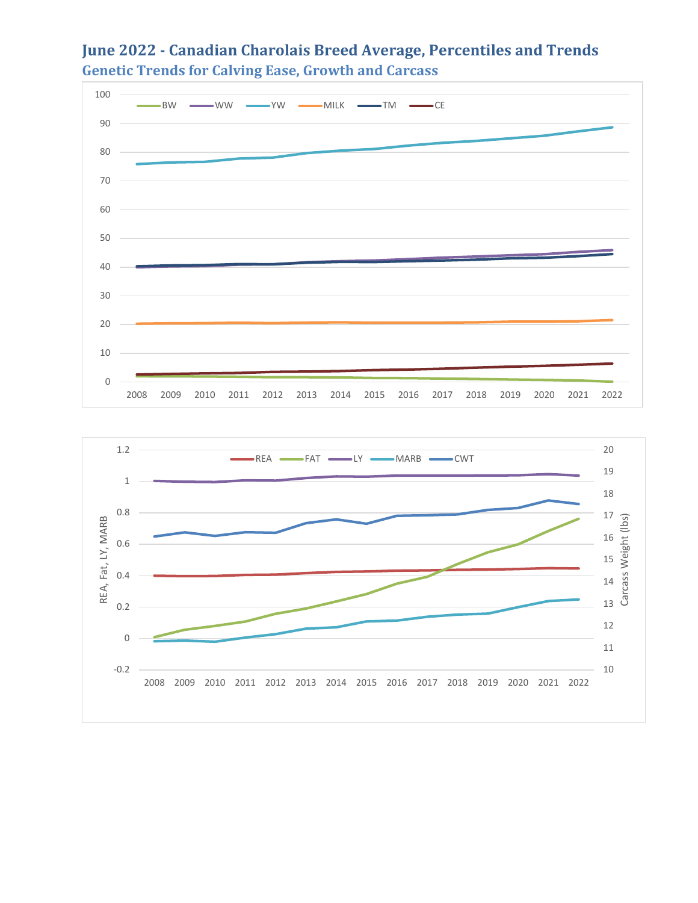# June 2022 - Canadian Charolais Breed Average, Percentiles and Trends

## Genetic Trends for Calving Ease, Growth and Carcass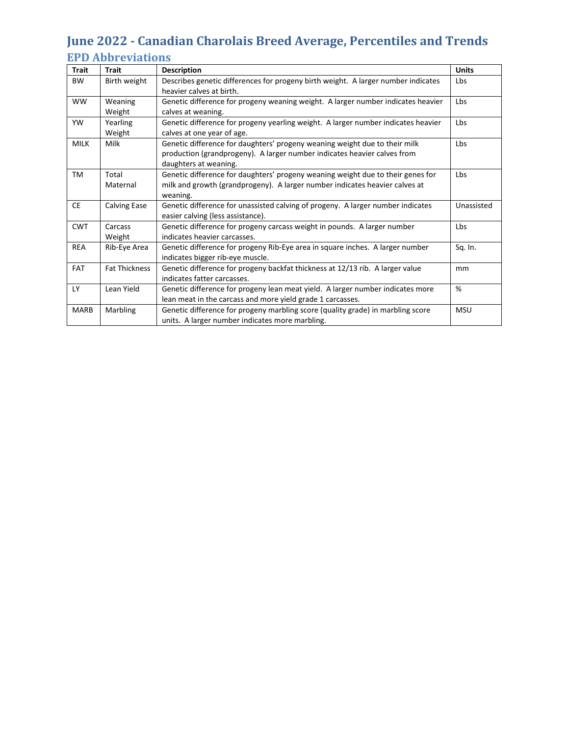# June 2022 - Canadian Charolais Breed Average, Percentiles and Trends

## EPD Abbreviations

| Trait | Trait | Description | Units |
|---|---|---|---|
| BW | Birth weight | Describes genetic differences for progeny birth weight. A larger number indicates heavier calves at birth. | Lbs |
| WW | Weaning Weight | Genetic difference for progeny weaning weight. A larger number indicates heavier calves at weaning. | Lbs |
| YW | Yearling Weight | Genetic difference for progeny yearling weight. A larger number indicates heavier calves at one year of age. | Lbs |
| MILK | Milk | Genetic difference for daughters' progeny weaning weight due to their milk production (grandprogeny). A larger number indicates heavier calves from daughters at weaning. | Lbs |
| TM | Total Maternal | Genetic difference for daughters' progeny weaning weight due to their genes for milk and growth (grandprogeny). A larger number indicates heavier calves at weaning. | Lbs |
| CE | Calving Ease | Genetic difference for unassisted calving of progeny. A larger number indicates easier calving (less assistance). | Unassisted |
| CWT | Carcass Weight | Genetic difference for progeny carcass weight in pounds. A larger number indicates heavier carcasses. | Lbs |
| REA | Rib-Eye Area | Genetic difference for progeny Rib-Eye area in square inches. A larger number indicates bigger rib-eye muscle. | Sq. In. |
| FAT | Fat Thickness | Genetic difference for progeny backfat thickness at 12/13 rib. A larger value indicates fatter carcasses. | mm |
| LY | Lean Yield | Genetic difference for progeny lean meat yield. A larger number indicates more lean meat in the carcass and more yield grade 1 carcasses. | % |
| MARB | Marbling | Genetic difference for progeny marbling score (quality grade) in marbling score units. A larger number indicates more marbling. | MSU |